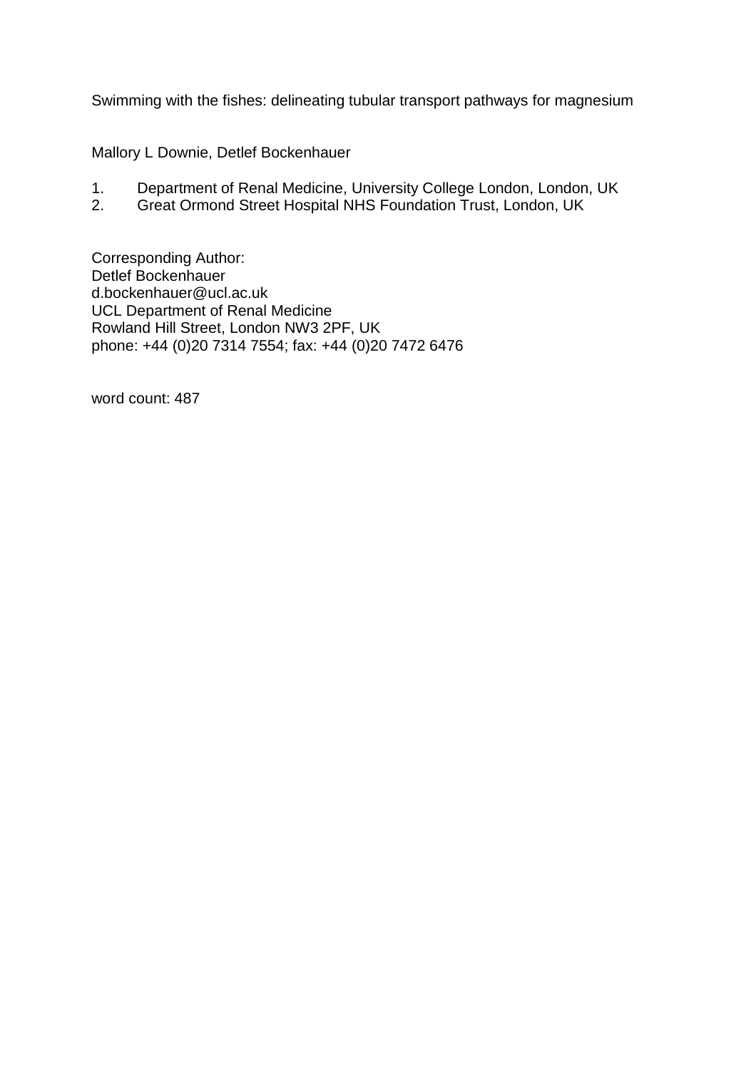# Swimming with the fishes: delineating tubular transport pathways for magnesium

Mallory L Downie, Detlef Bockenhauer

1. Department of Renal Medicine, University College London, London, UK
2. Great Ormond Street Hospital NHS Foundation Trust, London, UK

Corresponding Author:
Detlef Bockenhauer
d.bockenhauer@ucl.ac.uk
UCL Department of Renal Medicine
Rowland Hill Street, London NW3 2PF, UK
phone: +44 (0)20 7314 7554; fax: +44 (0)20 7472 6476

word count: 487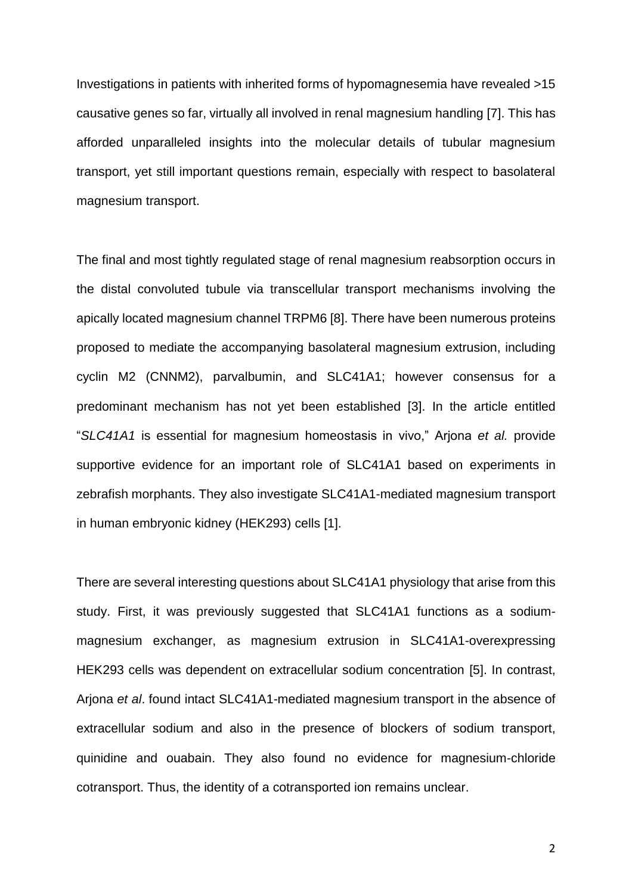Investigations in patients with inherited forms of hypomagnesemia have revealed >15 causative genes so far, virtually all involved in renal magnesium handling [7]. This has afforded unparalleled insights into the molecular details of tubular magnesium transport, yet still important questions remain, especially with respect to basolateral magnesium transport.

The final and most tightly regulated stage of renal magnesium reabsorption occurs in the distal convoluted tubule via transcellular transport mechanisms involving the apically located magnesium channel TRPM6 [8]. There have been numerous proteins proposed to mediate the accompanying basolateral magnesium extrusion, including cyclin M2 (CNNM2), parvalbumin, and SLC41A1; however consensus for a predominant mechanism has not yet been established [3]. In the article entitled "*SLC41A1* is essential for magnesium homeostasis in vivo," Arjona *et al.* provide supportive evidence for an important role of SLC41A1 based on experiments in zebrafish morphants. They also investigate SLC41A1-mediated magnesium transport in human embryonic kidney (HEK293) cells [1].

There are several interesting questions about SLC41A1 physiology that arise from this study. First, it was previously suggested that SLC41A1 functions as a sodium-magnesium exchanger, as magnesium extrusion in SLC41A1-overexpressing HEK293 cells was dependent on extracellular sodium concentration [5]. In contrast, Arjona *et al*. found intact SLC41A1-mediated magnesium transport in the absence of extracellular sodium and also in the presence of blockers of sodium transport, quinidine and ouabain. They also found no evidence for magnesium-chloride cotransport. Thus, the identity of a cotransported ion remains unclear.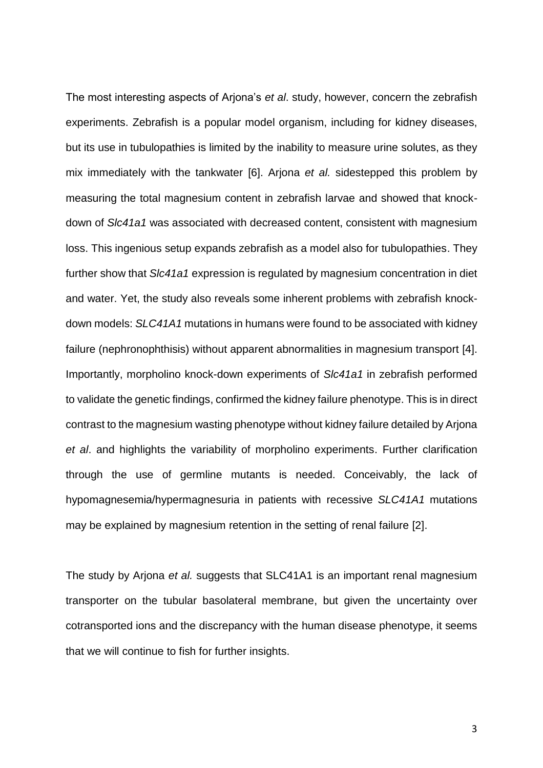The most interesting aspects of Arjona's *et al*. study, however, concern the zebrafish experiments. Zebrafish is a popular model organism, including for kidney diseases, but its use in tubulopathies is limited by the inability to measure urine solutes, as they mix immediately with the tankwater [6]. Arjona *et al.* sidestepped this problem by measuring the total magnesium content in zebrafish larvae and showed that knock-down of *Slc41a1* was associated with decreased content, consistent with magnesium loss. This ingenious setup expands zebrafish as a model also for tubulopathies. They further show that *Slc41a1* expression is regulated by magnesium concentration in diet and water. Yet, the study also reveals some inherent problems with zebrafish knock-down models: *SLC41A1* mutations in humans were found to be associated with kidney failure (nephronophthisis) without apparent abnormalities in magnesium transport [4]. Importantly, morpholino knock-down experiments of *Slc41a1* in zebrafish performed to validate the genetic findings, confirmed the kidney failure phenotype. This is in direct contrast to the magnesium wasting phenotype without kidney failure detailed by Arjona *et al*. and highlights the variability of morpholino experiments. Further clarification through the use of germline mutants is needed. Conceivably, the lack of hypomagnesemia/hypermagnesuria in patients with recessive *SLC41A1* mutations may be explained by magnesium retention in the setting of renal failure [2].

The study by Arjona *et al.* suggests that SLC41A1 is an important renal magnesium transporter on the tubular basolateral membrane, but given the uncertainty over cotransported ions and the discrepancy with the human disease phenotype, it seems that we will continue to fish for further insights.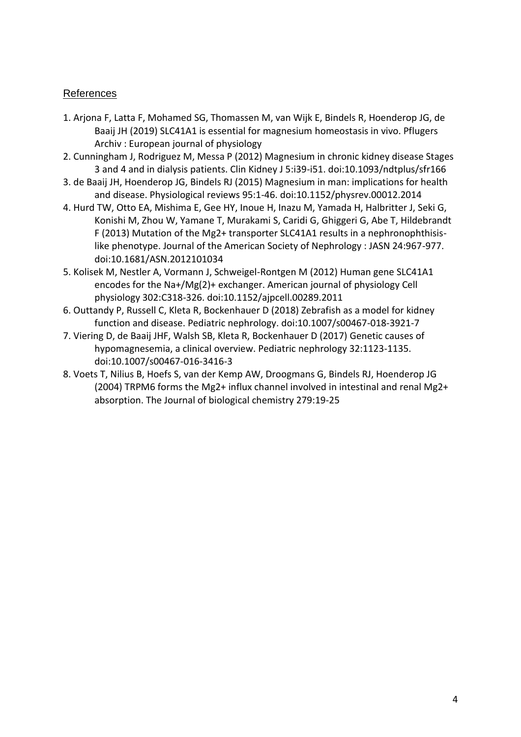## References

1. Arjona F, Latta F, Mohamed SG, Thomassen M, van Wijk E, Bindels R, Hoenderop JG, de Baaij JH (2019) SLC41A1 is essential for magnesium homeostasis in vivo. Pflugers Archiv : European journal of physiology
2. Cunningham J, Rodriguez M, Messa P (2012) Magnesium in chronic kidney disease Stages 3 and 4 and in dialysis patients. Clin Kidney J 5:i39-i51. doi:10.1093/ndtplus/sfr166
3. de Baaij JH, Hoenderop JG, Bindels RJ (2015) Magnesium in man: implications for health and disease. Physiological reviews 95:1-46. doi:10.1152/physrev.00012.2014
4. Hurd TW, Otto EA, Mishima E, Gee HY, Inoue H, Inazu M, Yamada H, Halbritter J, Seki G, Konishi M, Zhou W, Yamane T, Murakami S, Caridi G, Ghiggeri G, Abe T, Hildebrandt F (2013) Mutation of the Mg2+ transporter SLC41A1 results in a nephronophthisis-like phenotype. Journal of the American Society of Nephrology : JASN 24:967-977. doi:10.1681/ASN.2012101034
5. Kolisek M, Nestler A, Vormann J, Schweigel-Rontgen M (2012) Human gene SLC41A1 encodes for the Na+/Mg(2)+ exchanger. American journal of physiology Cell physiology 302:C318-326. doi:10.1152/ajpcell.00289.2011
6. Outtandy P, Russell C, Kleta R, Bockenhauer D (2018) Zebrafish as a model for kidney function and disease. Pediatric nephrology. doi:10.1007/s00467-018-3921-7
7. Viering D, de Baaij JHF, Walsh SB, Kleta R, Bockenhauer D (2017) Genetic causes of hypomagnesemia, a clinical overview. Pediatric nephrology 32:1123-1135. doi:10.1007/s00467-016-3416-3
8. Voets T, Nilius B, Hoefs S, van der Kemp AW, Droogmans G, Bindels RJ, Hoenderop JG (2004) TRPM6 forms the Mg2+ influx channel involved in intestinal and renal Mg2+ absorption. The Journal of biological chemistry 279:19-25